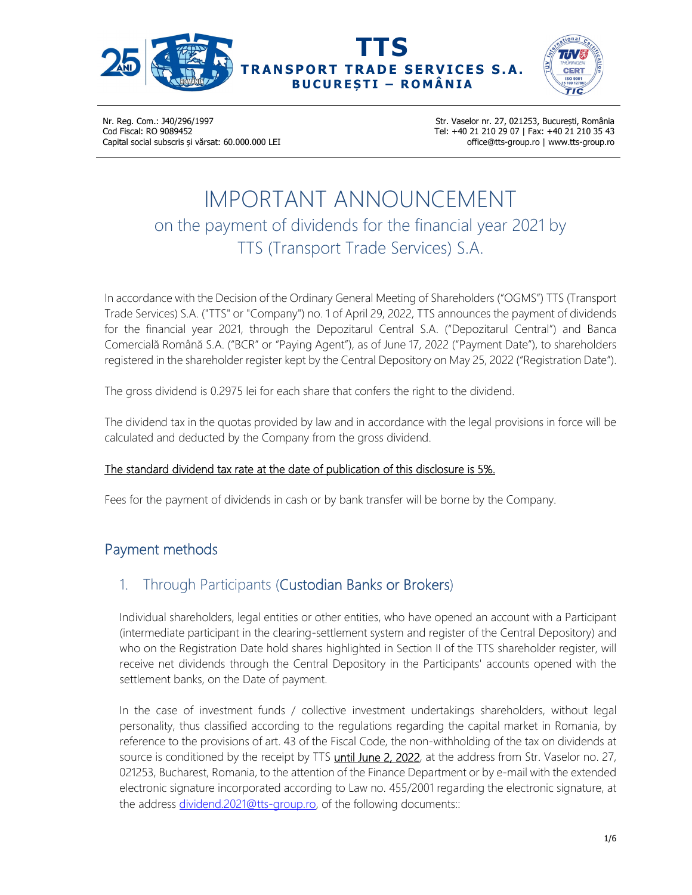# TTS
**TRANSPORT TRADE SERVICES S.A.**
**BUCUREȘTI – ROMÂNIA**

Nr. Reg. Com.: J40/296/1997
Cod Fiscal: RO 9089452
Capital social subscris și vărsat: 60.000.000 LEI

Str. Vaselor nr. 27, 021253, București, România
Tel: +40 21 210 29 07 | Fax: +40 21 210 35 43
office@tts-group.ro | www.tts-group.ro

# IMPORTANT ANNOUNCEMENT

## on the payment of dividends for the financial year 2021 by TTS (Transport Trade Services) S.A.

In accordance with the Decision of the Ordinary General Meeting of Shareholders ("OGMS") TTS (Transport Trade Services) S.A. ("TTS" or "Company") no. 1 of April 29, 2022, TTS announces the payment of dividends for the financial year 2021, through the Depozitarul Central S.A. ("Depozitarul Central") and Banca Comercială Română S.A. ("BCR" or "Paying Agent"), as of June 17, 2022 ("Payment Date"), to shareholders registered in the shareholder register kept by the Central Depository on May 25, 2022 ("Registration Date").

The gross dividend is 0.2975 lei for each share that confers the right to the dividend.

The dividend tax in the quotas provided by law and in accordance with the legal provisions in force will be calculated and deducted by the Company from the gross dividend.

<u>The standard dividend tax rate at the date of publication of this disclosure is 5%.</u>

Fees for the payment of dividends in cash or by bank transfer will be borne by the Company.

## Payment methods

### 1. Through Participants (Custodian Banks or Brokers)

Individual shareholders, legal entities or other entities, who have opened an account with a Participant (intermediate participant in the clearing-settlement system and register of the Central Depository) and who on the Registration Date hold shares highlighted in Section II of the TTS shareholder register, will receive net dividends through the Central Depository in the Participants' accounts opened with the settlement banks, on the Date of payment.

In the case of investment funds / collective investment undertakings shareholders, without legal personality, thus classified according to the regulations regarding the capital market in Romania, by reference to the provisions of art. 43 of the Fiscal Code, the non-withholding of the tax on dividends at source is conditioned by the receipt by TTS <u>until June 2, 2022</u>, at the address from Str. Vaselor no. 27, 021253, Bucharest, Romania, to the attention of the Finance Department or by e-mail with the extended electronic signature incorporated according to Law no. 455/2001 regarding the electronic signature, at the address dividend.2021@tts-group.ro, of the following documents::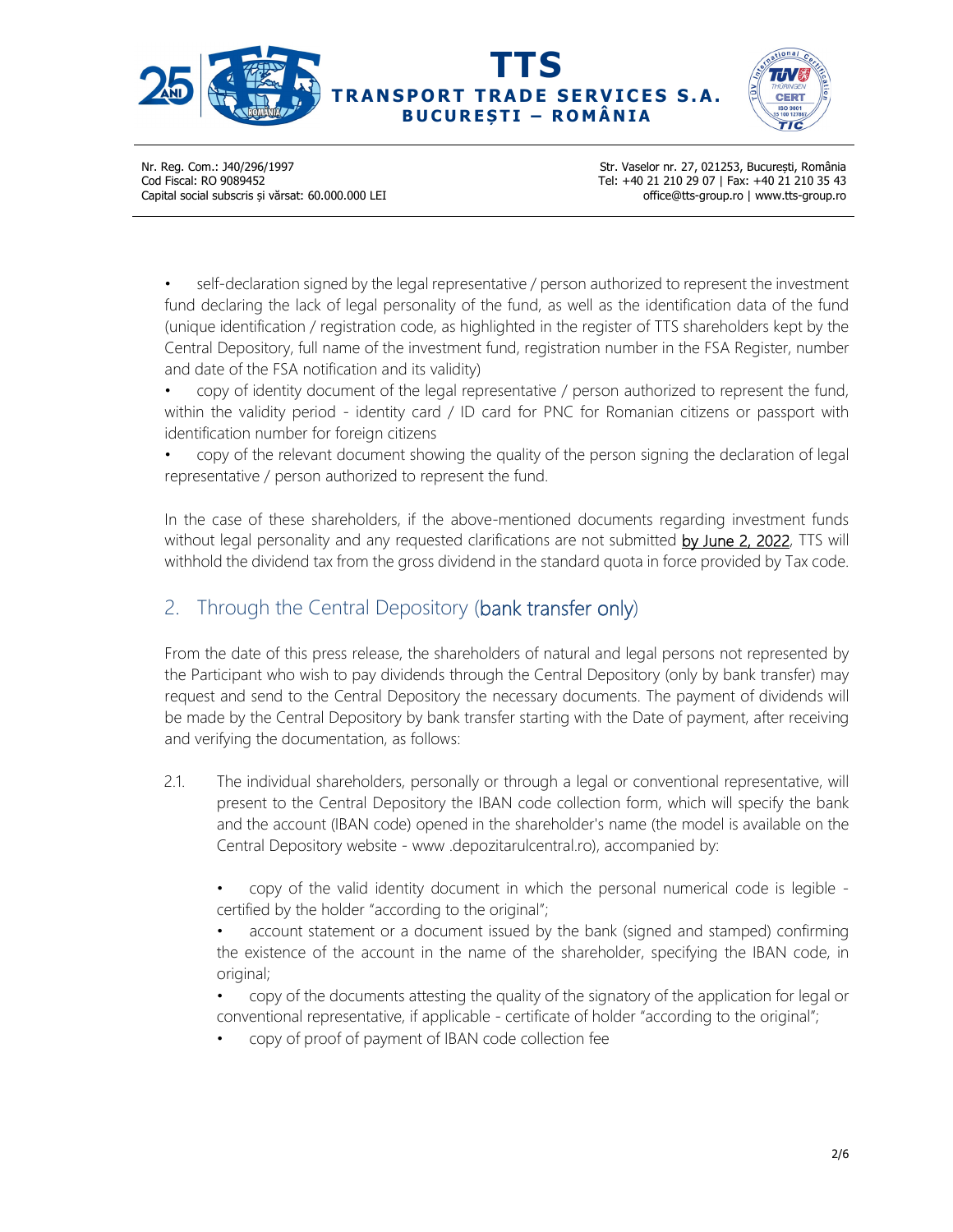- self-declaration signed by the legal representative / person authorized to represent the investment fund declaring the lack of legal personality of the fund, as well as the identification data of the fund (unique identification / registration code, as highlighted in the register of TTS shareholders kept by the Central Depository, full name of the investment fund, registration number in the FSA Register, number and date of the FSA notification and its validity)
- copy of identity document of the legal representative / person authorized to represent the fund, within the validity period - identity card / ID card for PNC for Romanian citizens or passport with identification number for foreign citizens
- copy of the relevant document showing the quality of the person signing the declaration of legal representative / person authorized to represent the fund.

In the case of these shareholders, if the above-mentioned documents regarding investment funds without legal personality and any requested clarifications are not submitted by June 2, 2022, TTS will withhold the dividend tax from the gross dividend in the standard quota in force provided by Tax code.

## 2. Through the Central Depository (bank transfer only)

From the date of this press release, the shareholders of natural and legal persons not represented by the Participant who wish to pay dividends through the Central Depository (only by bank transfer) may request and send to the Central Depository the necessary documents. The payment of dividends will be made by the Central Depository by bank transfer starting with the Date of payment, after receiving and verifying the documentation, as follows:

2.1. The individual shareholders, personally or through a legal or conventional representative, will present to the Central Depository the IBAN code collection form, which will specify the bank and the account (IBAN code) opened in the shareholder's name (the model is available on the Central Depository website - www .depozitarulcentral.ro), accompanied by:

- copy of the valid identity document in which the personal numerical code is legible - certified by the holder "according to the original";
- account statement or a document issued by the bank (signed and stamped) confirming the existence of the account in the name of the shareholder, specifying the IBAN code, in original;
- copy of the documents attesting the quality of the signatory of the application for legal or conventional representative, if applicable - certificate of holder "according to the original";
- copy of proof of payment of IBAN code collection fee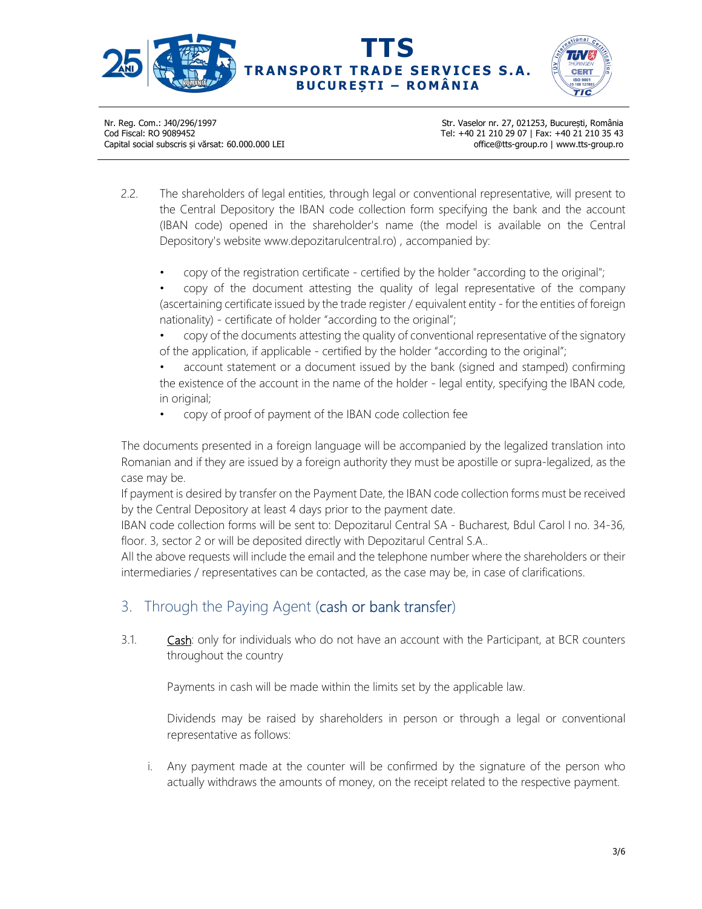2.2. The shareholders of legal entities, through legal or conventional representative, will present to the Central Depository the IBAN code collection form specifying the bank and the account (IBAN code) opened in the shareholder's name (the model is available on the Central Depository's website www.depozitarulcentral.ro) , accompanied by:

- copy of the registration certificate - certified by the holder "according to the original";
- copy of the document attesting the quality of legal representative of the company (ascertaining certificate issued by the trade register / equivalent entity - for the entities of foreign nationality) - certificate of holder "according to the original";
- copy of the documents attesting the quality of conventional representative of the signatory of the application, if applicable - certified by the holder "according to the original";
- account statement or a document issued by the bank (signed and stamped) confirming the existence of the account in the name of the holder - legal entity, specifying the IBAN code, in original;
- copy of proof of payment of the IBAN code collection fee

The documents presented in a foreign language will be accompanied by the legalized translation into Romanian and if they are issued by a foreign authority they must be apostille or supra-legalized, as the case may be.

If payment is desired by transfer on the Payment Date, the IBAN code collection forms must be received by the Central Depository at least 4 days prior to the payment date.

IBAN code collection forms will be sent to: Depozitarul Central SA - Bucharest, Bdul Carol I no. 34-36, floor. 3, sector 2 or will be deposited directly with Depozitarul Central S.A..

All the above requests will include the email and the telephone number where the shareholders or their intermediaries / representatives can be contacted, as the case may be, in case of clarifications.

## 3. Through the Paying Agent (cash or bank transfer)

3.1. Cash: only for individuals who do not have an account with the Participant, at BCR counters throughout the country

Payments in cash will be made within the limits set by the applicable law.

Dividends may be raised by shareholders in person or through a legal or conventional representative as follows:

i. Any payment made at the counter will be confirmed by the signature of the person who actually withdraws the amounts of money, on the receipt related to the respective payment.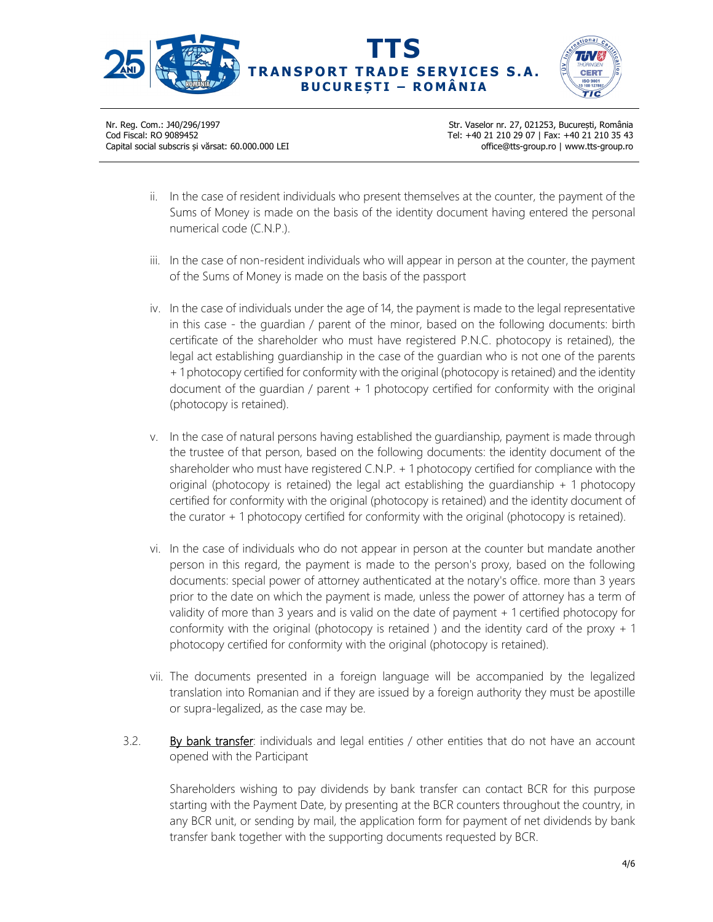ii. In the case of resident individuals who present themselves at the counter, the payment of the Sums of Money is made on the basis of the identity document having entered the personal numerical code (C.N.P.).

iii. In the case of non-resident individuals who will appear in person at the counter, the payment of the Sums of Money is made on the basis of the passport

iv. In the case of individuals under the age of 14, the payment is made to the legal representative in this case - the guardian / parent of the minor, based on the following documents: birth certificate of the shareholder who must have registered P.N.C. photocopy is retained), the legal act establishing guardianship in the case of the guardian who is not one of the parents + 1 photocopy certified for conformity with the original (photocopy is retained) and the identity document of the guardian / parent + 1 photocopy certified for conformity with the original (photocopy is retained).

v. In the case of natural persons having established the guardianship, payment is made through the trustee of that person, based on the following documents: the identity document of the shareholder who must have registered C.N.P. + 1 photocopy certified for compliance with the original (photocopy is retained) the legal act establishing the guardianship + 1 photocopy certified for conformity with the original (photocopy is retained) and the identity document of the curator + 1 photocopy certified for conformity with the original (photocopy is retained).

vi. In the case of individuals who do not appear in person at the counter but mandate another person in this regard, the payment is made to the person's proxy, based on the following documents: special power of attorney authenticated at the notary's office. more than 3 years prior to the date on which the payment is made, unless the power of attorney has a term of validity of more than 3 years and is valid on the date of payment + 1 certified photocopy for conformity with the original (photocopy is retained ) and the identity card of the proxy + 1 photocopy certified for conformity with the original (photocopy is retained).

vii. The documents presented in a foreign language will be accompanied by the legalized translation into Romanian and if they are issued by a foreign authority they must be apostille or supra-legalized, as the case may be.

3.2. <u>By bank transfer</u>: individuals and legal entities / other entities that do not have an account opened with the Participant

Shareholders wishing to pay dividends by bank transfer can contact BCR for this purpose starting with the Payment Date, by presenting at the BCR counters throughout the country, in any BCR unit, or sending by mail, the application form for payment of net dividends by bank transfer bank together with the supporting documents requested by BCR.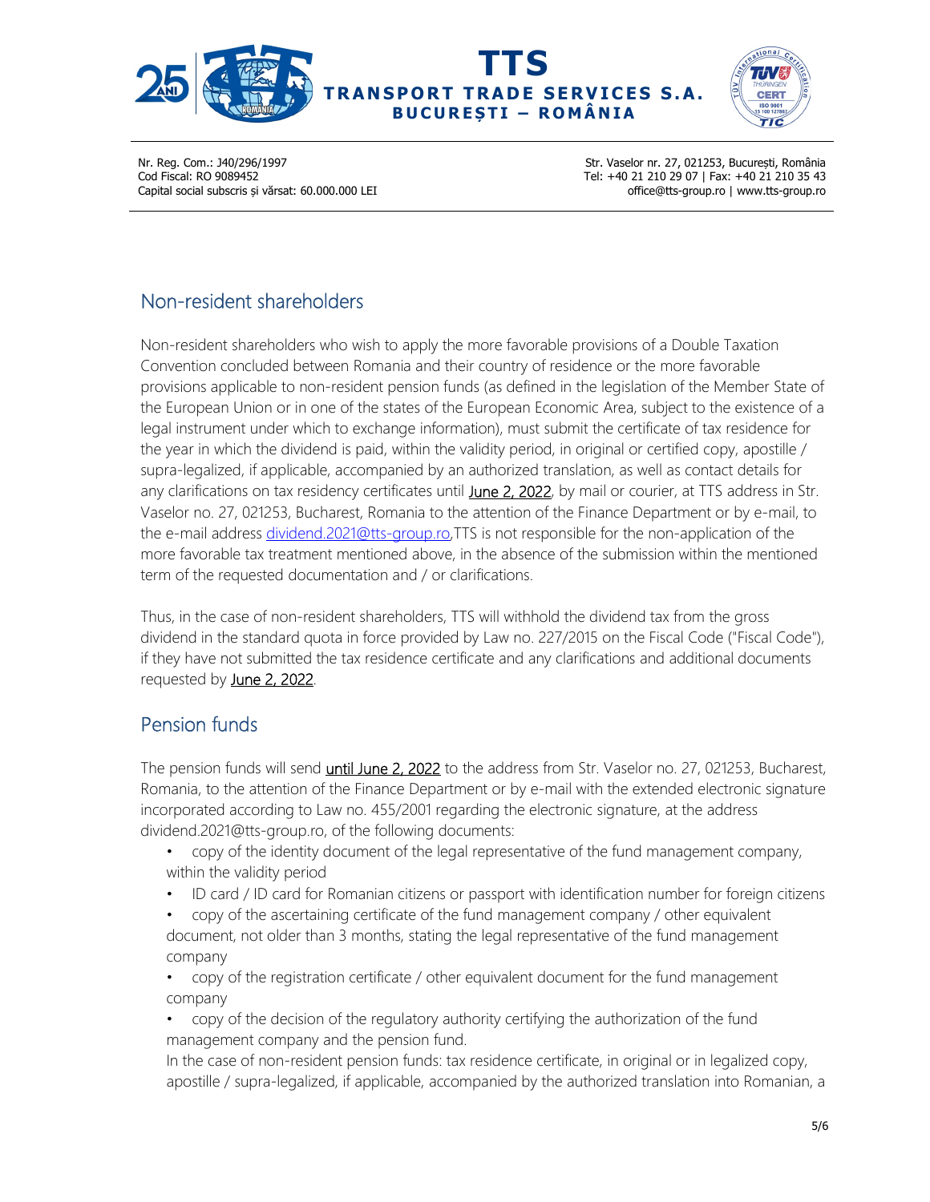## Non-resident shareholders

Non-resident shareholders who wish to apply the more favorable provisions of a Double Taxation Convention concluded between Romania and their country of residence or the more favorable provisions applicable to non-resident pension funds (as defined in the legislation of the Member State of the European Union or in one of the states of the European Economic Area, subject to the existence of a legal instrument under which to exchange information), must submit the certificate of tax residence for the year in which the dividend is paid, within the validity period, in original or certified copy, apostille / supra-legalized, if applicable, accompanied by an authorized translation, as well as contact details for any clarifications on tax residency certificates until June 2, 2022, by mail or courier, at TTS address in Str. Vaselor no. 27, 021253, Bucharest, Romania to the attention of the Finance Department or by e-mail, to the e-mail address dividend.2021@tts-group.ro,TTS is not responsible for the non-application of the more favorable tax treatment mentioned above, in the absence of the submission within the mentioned term of the requested documentation and / or clarifications.

Thus, in the case of non-resident shareholders, TTS will withhold the dividend tax from the gross dividend in the standard quota in force provided by Law no. 227/2015 on the Fiscal Code ("Fiscal Code"), if they have not submitted the tax residence certificate and any clarifications and additional documents requested by June 2, 2022.

## Pension funds

The pension funds will send until June 2, 2022 to the address from Str. Vaselor no. 27, 021253, Bucharest, Romania, to the attention of the Finance Department or by e-mail with the extended electronic signature incorporated according to Law no. 455/2001 regarding the electronic signature, at the address dividend.2021@tts-group.ro, of the following documents:

- copy of the identity document of the legal representative of the fund management company, within the validity period
- ID card / ID card for Romanian citizens or passport with identification number for foreign citizens
- copy of the ascertaining certificate of the fund management company / other equivalent document, not older than 3 months, stating the legal representative of the fund management company
- copy of the registration certificate / other equivalent document for the fund management company
- copy of the decision of the regulatory authority certifying the authorization of the fund management company and the pension fund.

In the case of non-resident pension funds: tax residence certificate, in original or in legalized copy, apostille / supra-legalized, if applicable, accompanied by the authorized translation into Romanian, a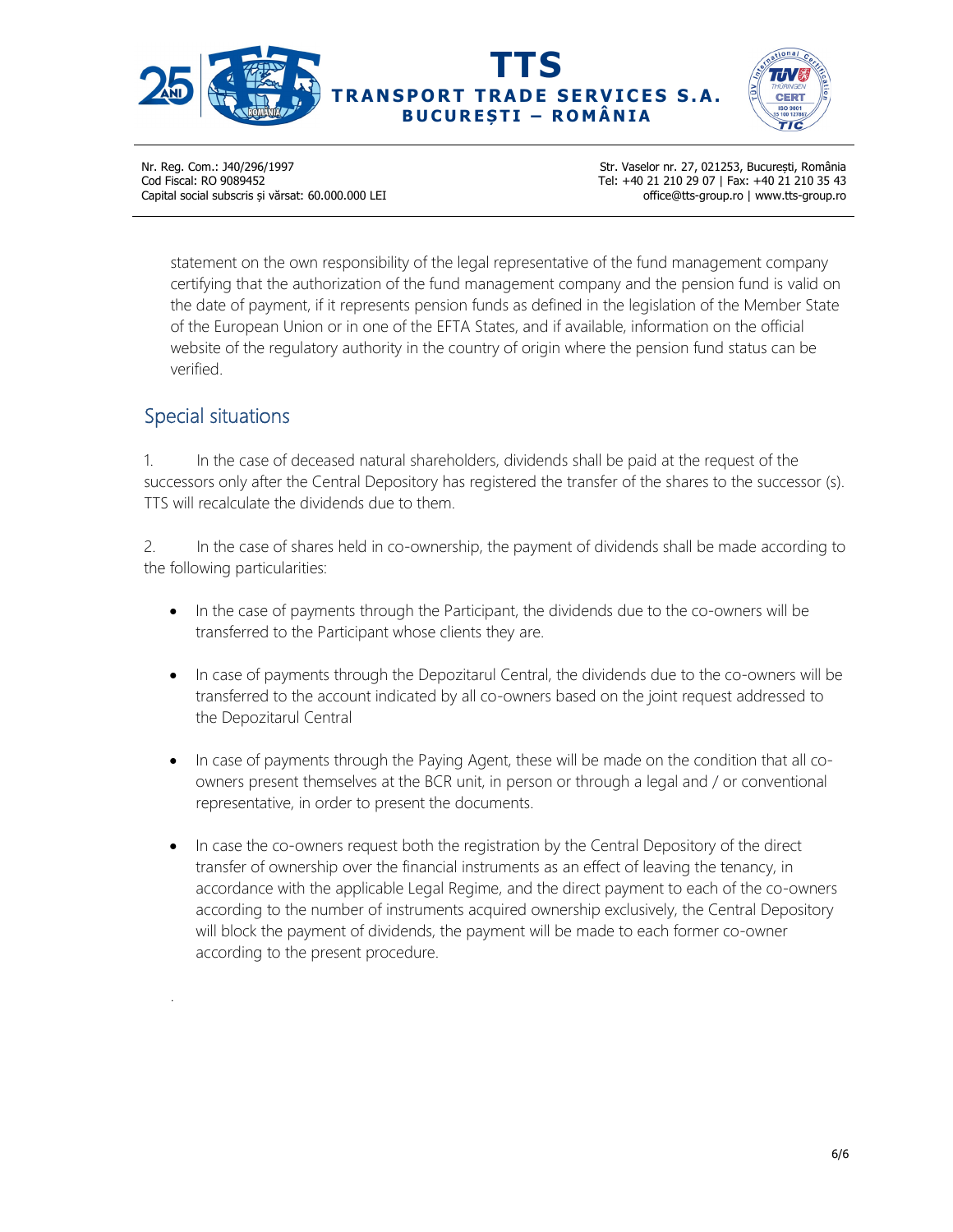statement on the own responsibility of the legal representative of the fund management company certifying that the authorization of the fund management company and the pension fund is valid on the date of payment, if it represents pension funds as defined in the legislation of the Member State of the European Union or in one of the EFTA States, and if available, information on the official website of the regulatory authority in the country of origin where the pension fund status can be verified.

## Special situations

1. In the case of deceased natural shareholders, dividends shall be paid at the request of the successors only after the Central Depository has registered the transfer of the shares to the successor (s). TTS will recalculate the dividends due to them.

2. In the case of shares held in co-ownership, the payment of dividends shall be made according to the following particularities:

- In the case of payments through the Participant, the dividends due to the co-owners will be transferred to the Participant whose clients they are.

- In case of payments through the Depozitarul Central, the dividends due to the co-owners will be transferred to the account indicated by all co-owners based on the joint request addressed to the Depozitarul Central

- In case of payments through the Paying Agent, these will be made on the condition that all co-owners present themselves at the BCR unit, in person or through a legal and / or conventional representative, in order to present the documents.

- In case the co-owners request both the registration by the Central Depository of the direct transfer of ownership over the financial instruments as an effect of leaving the tenancy, in accordance with the applicable Legal Regime, and the direct payment to each of the co-owners according to the number of instruments acquired ownership exclusively, the Central Depository will block the payment of dividends, the payment will be made to each former co-owner according to the present procedure.